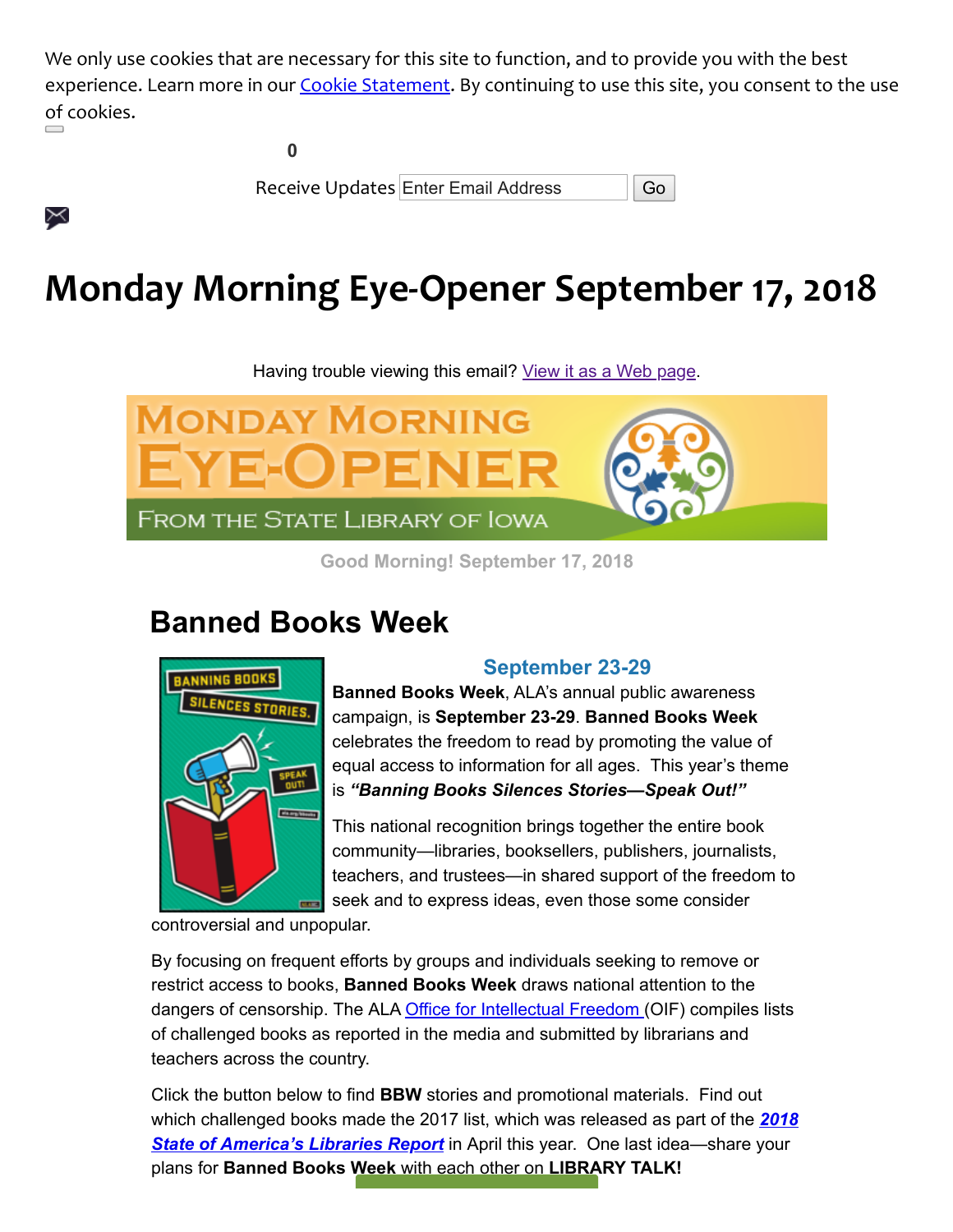We only use cookies that are necessary for this site to function, and to provide you with the best experience. Learn more in our Cookie Statement. By continuing to use this site, you consent to the use of cookies.

0

Receive Updates Enter Email Address Go

# Monday Morning Eye-Opener September 17, 2018

Having trouble viewing this email? View it as a Web page.

MONDAY MORNING EYE-OPENER

FROM THE STATE LIBRARY OF IOWA

Good Morning! September 17, 2018

## Banned Books Week

### September 23-29

**Banned Books Week**, ALA's annual public awareness campaign, is **September 23-29**. **Banned Books Week** celebrates the freedom to read by promoting the value of equal access to information for all ages. This year's theme is ***"Banning Books Silences Stories—Speak Out!"***

This national recognition brings together the entire book community—libraries, booksellers, publishers, journalists, teachers, and trustees—in shared support of the freedom to seek and to express ideas, even those some consider controversial and unpopular.

By focusing on frequent efforts by groups and individuals seeking to remove or restrict access to books, **Banned Books Week** draws national attention to the dangers of censorship. The ALA Office for Intellectual Freedom (OIF) compiles lists of challenged books as reported in the media and submitted by librarians and teachers across the country.

Click the button below to find **BBW** stories and promotional materials. Find out which challenged books made the 2017 list, which was released as part of the ***2018 State of America's Libraries Report*** in April this year. One last idea—share your plans for **Banned Books Week** with each other on **LIBRARY TALK!**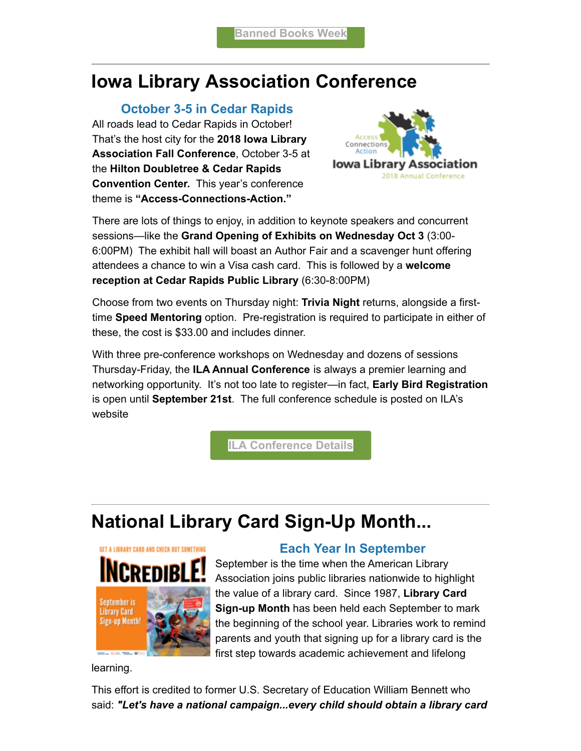Banned Books Week

# Iowa Library Association Conference

### October 3-5 in Cedar Rapids

All roads lead to Cedar Rapids in October! That's the host city for the **2018 Iowa Library Association Fall Conference**, October 3-5 at the **Hilton Doubletree & Cedar Rapids Convention Center.** This year's conference theme is **"Access-Connections-Action."**

There are lots of things to enjoy, in addition to keynote speakers and concurrent sessions—like the **Grand Opening of Exhibits on Wednesday Oct 3** (3:00-6:00PM) The exhibit hall will boast an Author Fair and a scavenger hunt offering attendees a chance to win a Visa cash card. This is followed by a **welcome reception at Cedar Rapids Public Library** (6:30-8:00PM)

Choose from two events on Thursday night: **Trivia Night** returns, alongside a first-time **Speed Mentoring** option. Pre-registration is required to participate in either of these, the cost is $33.00 and includes dinner.

With three pre-conference workshops on Wednesday and dozens of sessions Thursday-Friday, the **ILA Annual Conference** is always a premier learning and networking opportunity. It's not too late to register—in fact, **Early Bird Registration** is open until **September 21st**. The full conference schedule is posted on ILA's website

ILA Conference Details

# National Library Card Sign-Up Month...

### Each Year In September

September is the time when the American Library Association joins public libraries nationwide to highlight the value of a library card. Since 1987, **Library Card Sign-up Month** has been held each September to mark the beginning of the school year. Libraries work to remind parents and youth that signing up for a library card is the first step towards academic achievement and lifelong learning.

This effort is credited to former U.S. Secretary of Education William Bennett who said: ***"Let's have a national campaign...every child should obtain a library card***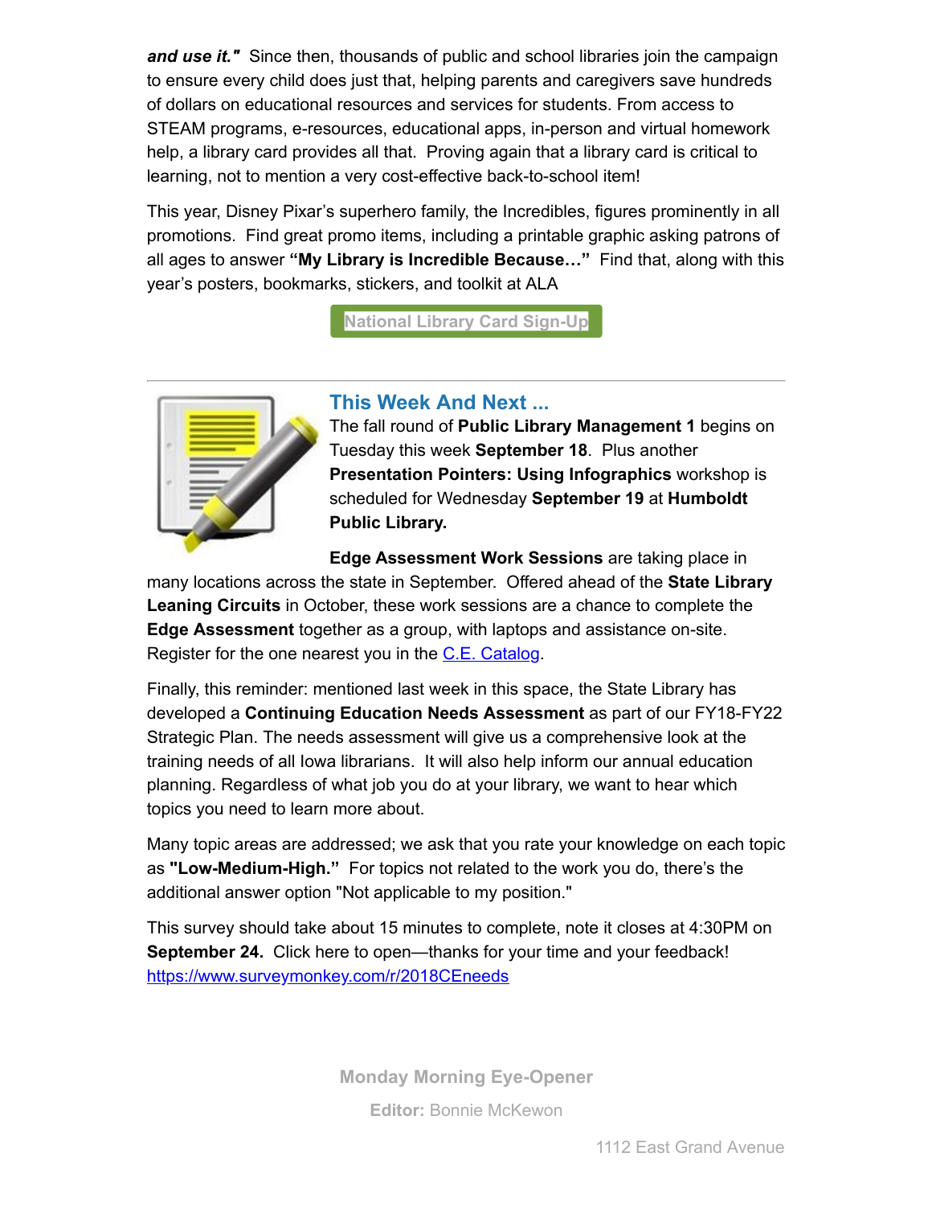***and use it."*** Since then, thousands of public and school libraries join the campaign to ensure every child does just that, helping parents and caregivers save hundreds of dollars on educational resources and services for students. From access to STEAM programs, e-resources, educational apps, in-person and virtual homework help, a library card provides all that. Proving again that a library card is critical to learning, not to mention a very cost-effective back-to-school item!

This year, Disney Pixar's superhero family, the Incredibles, figures prominently in all promotions. Find great promo items, including a printable graphic asking patrons of all ages to answer **"My Library is Incredible Because…"** Find that, along with this year's posters, bookmarks, stickers, and toolkit at ALA

National Library Card Sign-Up

---

## This Week And Next ...

The fall round of **Public Library Management 1** begins on Tuesday this week **September 18**. Plus another **Presentation Pointers: Using Infographics** workshop is scheduled for Wednesday **September 19** at **Humboldt Public Library.**

**Edge Assessment Work Sessions** are taking place in many locations across the state in September. Offered ahead of the **State Library Leaning Circuits** in October, these work sessions are a chance to complete the **Edge Assessment** together as a group, with laptops and assistance on-site. Register for the one nearest you in the C.E. Catalog.

Finally, this reminder: mentioned last week in this space, the State Library has developed a **Continuing Education Needs Assessment** as part of our FY18-FY22 Strategic Plan. The needs assessment will give us a comprehensive look at the training needs of all Iowa librarians. It will also help inform our annual education planning. Regardless of what job you do at your library, we want to hear which topics you need to learn more about.

Many topic areas are addressed; we ask that you rate your knowledge on each topic as **"Low-Medium-High."** For topics not related to the work you do, there's the additional answer option "Not applicable to my position."

This survey should take about 15 minutes to complete, note it closes at 4:30PM on **September 24.** Click here to open—thanks for your time and your feedback! https://www.surveymonkey.com/r/2018CEneeds

**Monday Morning Eye-Opener**

**Editor:** Bonnie McKewon

1112 East Grand Avenue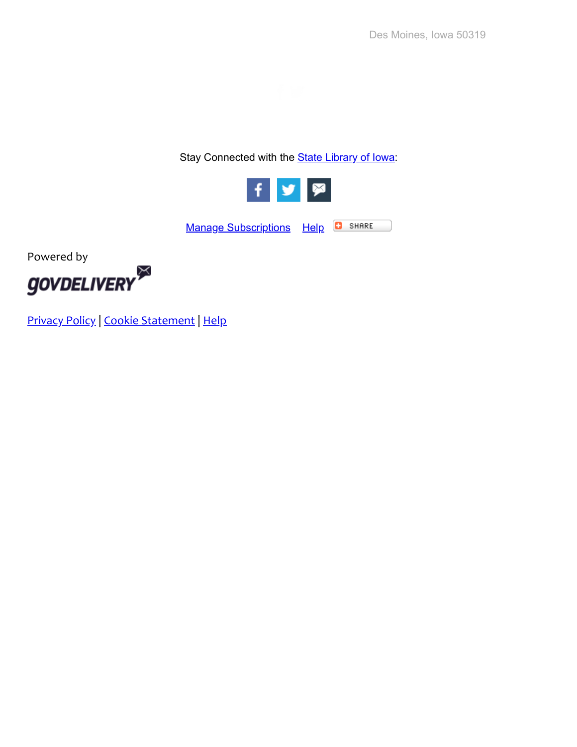Des Moines, Iowa 50319

Stay Connected with the State Library of Iowa:

Manage Subscriptions Help SHARE

Powered by

GOVDELIVERY

Privacy Policy | Cookie Statement | Help